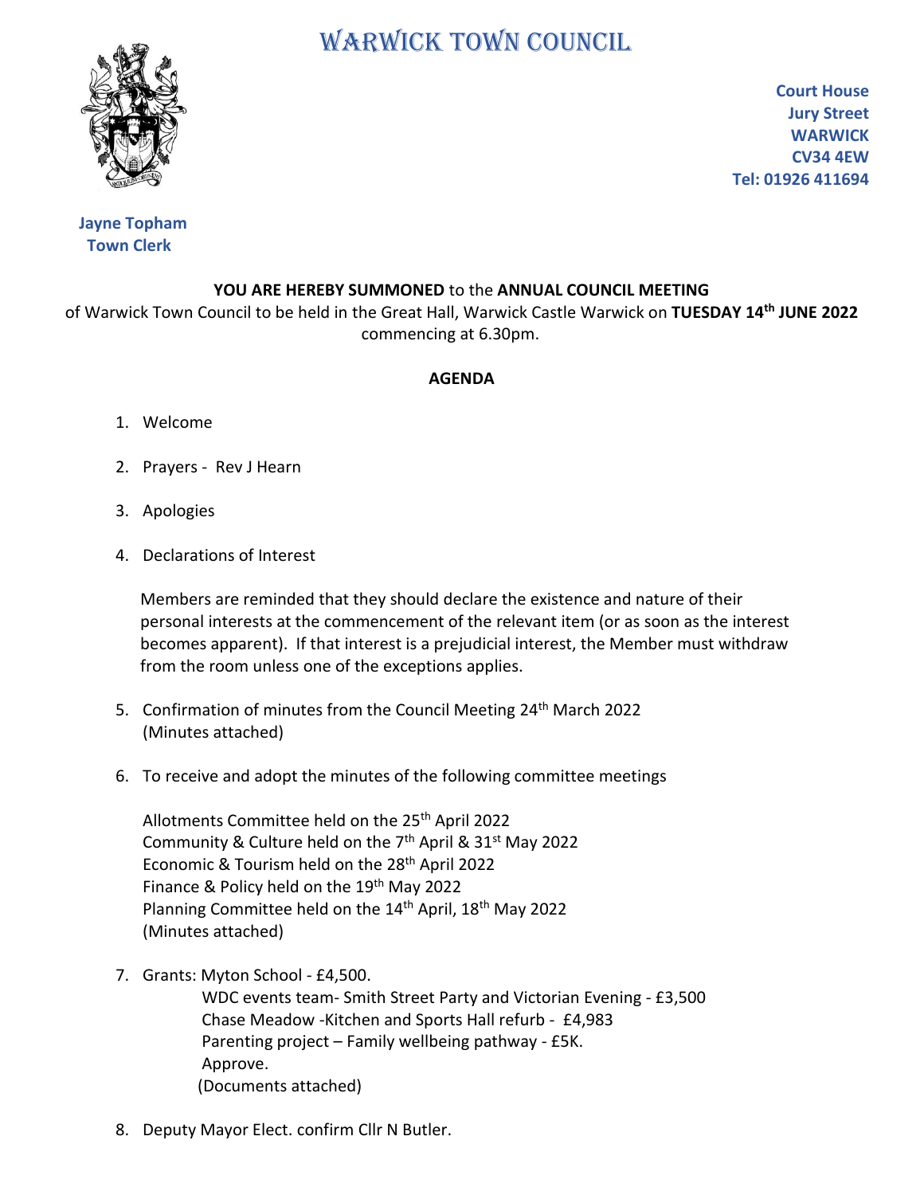# WARWICK TOWN COUNCIL

**Court House**
**Jury Street**
**WARWICK**
**CV34 4EW**
**Tel: 01926 411694**

**Jayne Topham**
**Town Clerk**

**YOU ARE HEREBY SUMMONED** to the **ANNUAL COUNCIL MEETING** of Warwick Town Council to be held in the Great Hall, Warwick Castle Warwick on **TUESDAY 14th JUNE 2022** commencing at 6.30pm.

**AGENDA**

1. Welcome

2. Prayers - Rev J Hearn

3. Apologies

4. Declarations of Interest

   Members are reminded that they should declare the existence and nature of their personal interests at the commencement of the relevant item (or as soon as the interest becomes apparent). If that interest is a prejudicial interest, the Member must withdraw from the room unless one of the exceptions applies.

5. Confirmation of minutes from the Council Meeting 24th March 2022
   (Minutes attached)

6. To receive and adopt the minutes of the following committee meetings

   Allotments Committee held on the 25th April 2022
   Community & Culture held on the 7th April & 31st May 2022
   Economic & Tourism held on the 28th April 2022
   Finance & Policy held on the 19th May 2022
   Planning Committee held on the 14th April, 18th May 2022
   (Minutes attached)

7. Grants: Myton School - £4,500.
   WDC events team- Smith Street Party and Victorian Evening - £3,500
   Chase Meadow -Kitchen and Sports Hall refurb - £4,983
   Parenting project – Family wellbeing pathway - £5K.
   Approve.
   (Documents attached)

8. Deputy Mayor Elect. confirm Cllr N Butler.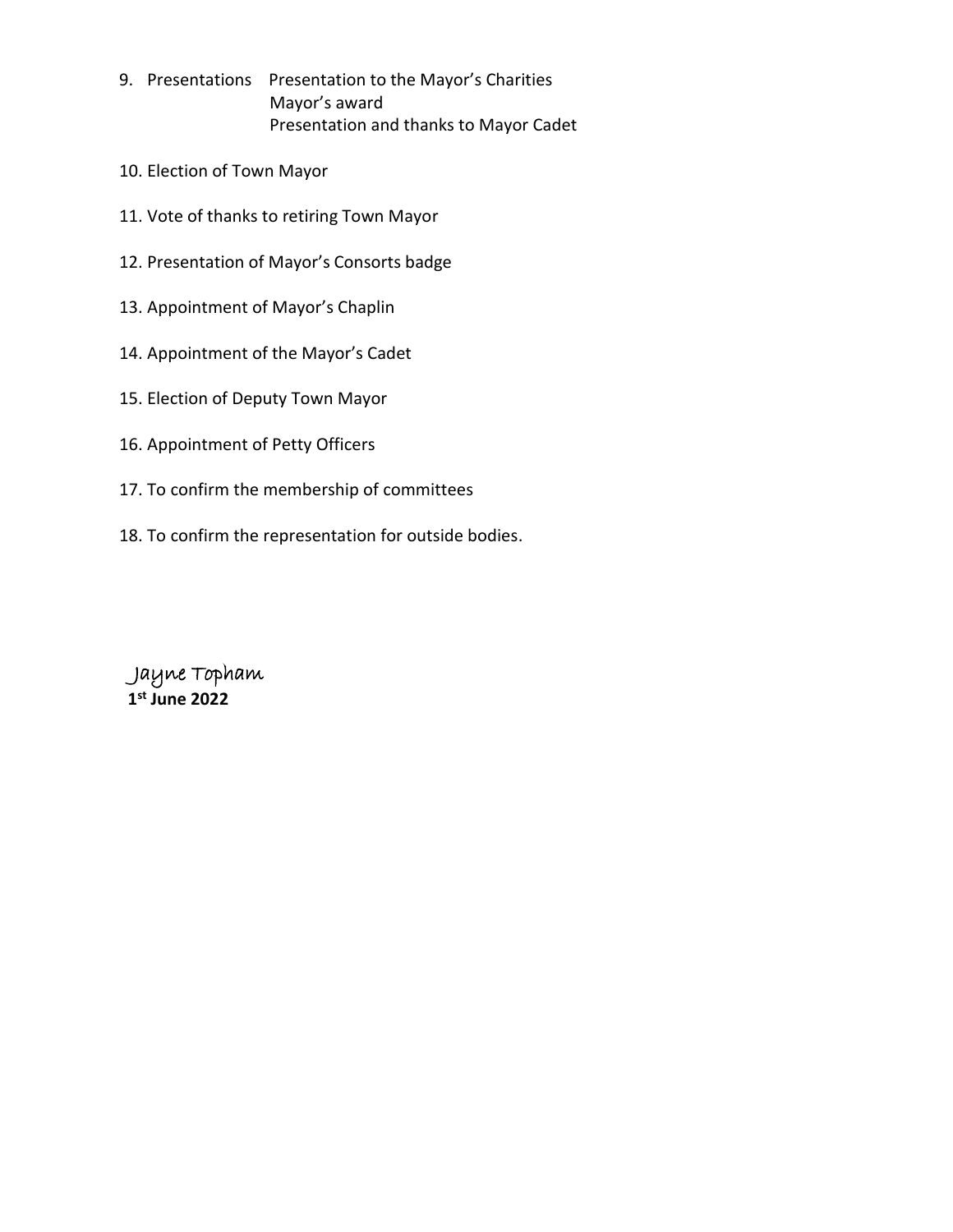9. Presentations Presentation to the Mayor’s Charities
   Mayor’s award
   Presentation and thanks to Mayor Cadet

10. Election of Town Mayor

11. Vote of thanks to retiring Town Mayor

12. Presentation of Mayor’s Consorts badge

13. Appointment of Mayor’s Chaplin

14. Appointment of the Mayor’s Cadet

15. Election of Deputy Town Mayor

16. Appointment of Petty Officers

17. To confirm the membership of committees

18. To confirm the representation for outside bodies.

Jayne Topham
**1st June 2022**